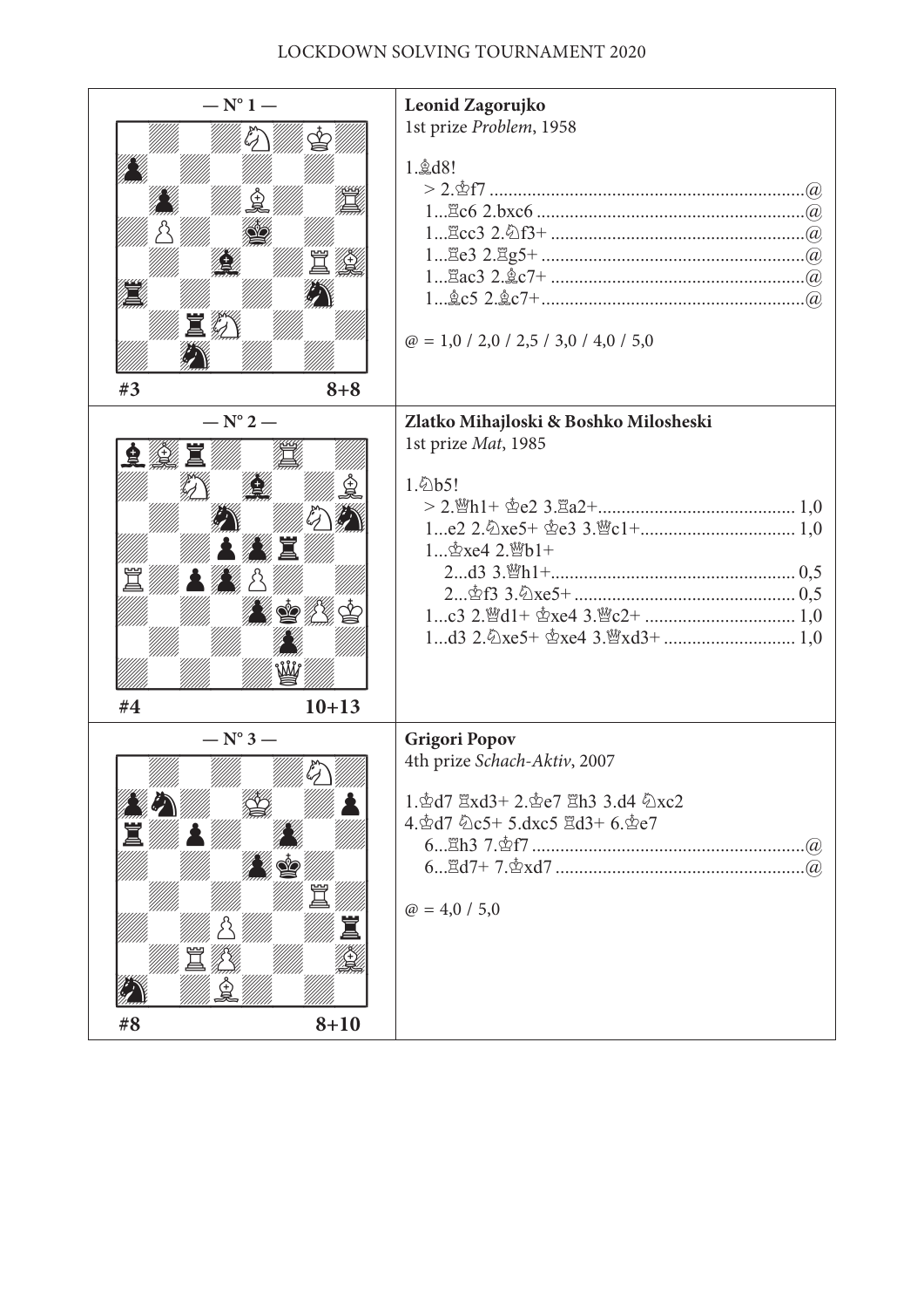LOCKDOWN SOLVING TOURNAMENT 2020

## — N° 1 —

#3 8+8

**Leonid Zagorujko**
1st prize *Problem*, 1958

1.♗d8!
- > 2.♔f7 ......................................................@
- 1...♖c6 2.bxc6 ..............................................@
- 1...♖cc3 2.♘f3+ ............................................@
- 1...♖e3 2.♖g5+ ..............................................@
- 1...♖ac3 2.♗c7+ ............................................@
- 1...♗c5 2.♗c7+ ..............................................@

@ = 1,0 / 2,0 / 2,5 / 3,0 / 4,0 / 5,0

## — N° 2 —

#4 10+13

**Zlatko Mihajloski & Boshko Milosheski**
1st prize *Mat*, 1985

1.♘b5!
- > 2.♕h1+ ♔e2 3.♖a2+.......................................... 1,0
- 1...e2 2.♘xe5+ ♔e3 3.♕c1+................................ 1,0
- 1...♔xe4 2.♕b1+
  - 2...d3 3.♕h1+.................................................. 0,5
  - 2...♔f3 3.♘xe5+ .............................................. 0,5
- 1...c3 2.♕d1+ ♔xe4 3.♕c2+ ................................ 1,0
- 1...d3 2.♘xe5+ ♔xe4 3.♕xd3+ ............................ 1,0

## — N° 3 —

#8 8+10

**Grigori Popov**
4th prize *Schach-Aktiv*, 2007

1.♔d7 ♖xd3+ 2.♔e7 ♖h3 3.d4 ♘xc2
4.♔d7 ♘c5+ 5.dxc5 ♖d3+ 6.♔e7
- 6...♖h3 7.♔f7 ..........................................................@
- 6...♖d7+ 7.♔xd7 ......................................................@

@ = 4,0 / 5,0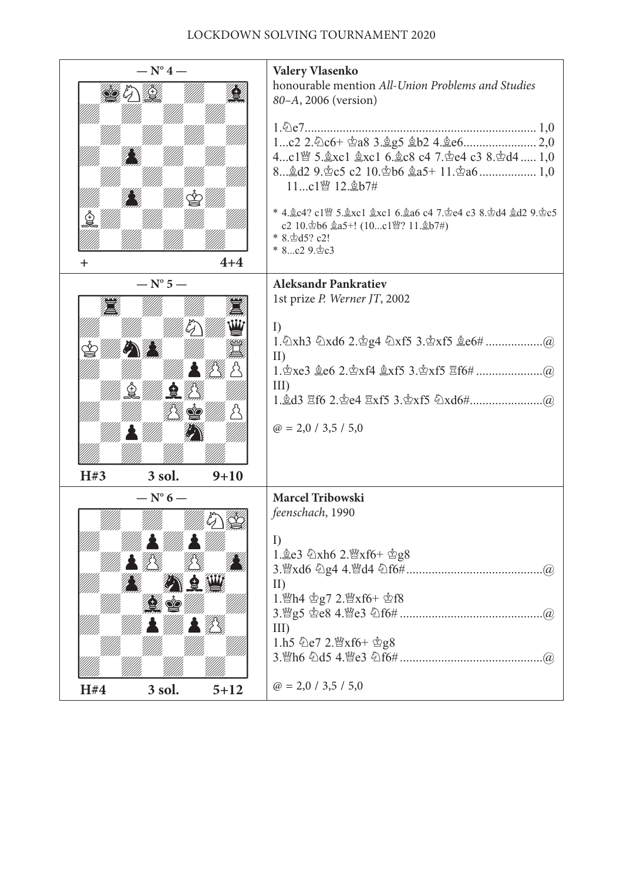LOCKDOWN SOLVING TOURNAMENT 2020

## — N° 4 —

\+ 4+4

**Valery Vlasenko**
honourable mention *All-Union Problems and Studies 80–A*, 2006 (version)

1.♘e7 .......... 1,0
1...c2 2.♘c6+ ♔a8 3.♗g5 ♗b2 4.♗e6 .......... 2,0
4...c1♕ 5.♗xc1 ♗xc1 6.♗c8 c4 7.♔e4 c3 8.♔d4 .......... 1,0
8...♗d2 9.♔c5 c2 10.♔b6 ♗a5+ 11.♔a6 .......... 1,0
11...c1♕ 12.♗b7#

\* 4.♗c4? c1♕ 5.♗xc1 ♗xc1 6.♗a6 c4 7.♔e4 c3 8.♔d4 ♗d2 9.♔c5 c2 10.♔b6 ♗a5+! (10...c1♕? 11.♗b7#)
\* 8.♔d5? c2!
\* 8...c2 9.♔c3

## — N° 5 —

H#3 3 sol. 9+10

**Aleksandr Pankratiev**
1st prize *P. Werner JT*, 2002

I)
1.♘xh3 ♘xd6 2.♔g4 ♘xf5 3.♔xf5 ♗e6# .......... @
II)
1.♔xe3 ♗e6 2.♔xf4 ♗xf5 3.♔xf5 ♖f6# .......... @
III)
1.♗d3 ♖f6 2.♔e4 ♖xf5 3.♔xf5 ♘xd6# .......... @

@ = 2,0 / 3,5 / 5,0

## — N° 6 —

H#4 3 sol. 5+12

**Marcel Tribowski**
*feenschach*, 1990

I)
1.♗e3 ♘xh6 2.♕xf6+ ♔g8
3.♕xd6 ♘g4 4.♕d4 ♘f6# .......... @
II)
1.♕h4 ♔g7 2.♕xf6+ ♔f8
3.♕g5 ♔e8 4.♕e3 ♘f6# .......... @
III)
1.h5 ♘e7 2.♕xf6+ ♔g8
3.♕h6 ♘d5 4.♕e3 ♘f6# .......... @

@ = 2,0 / 3,5 / 5,0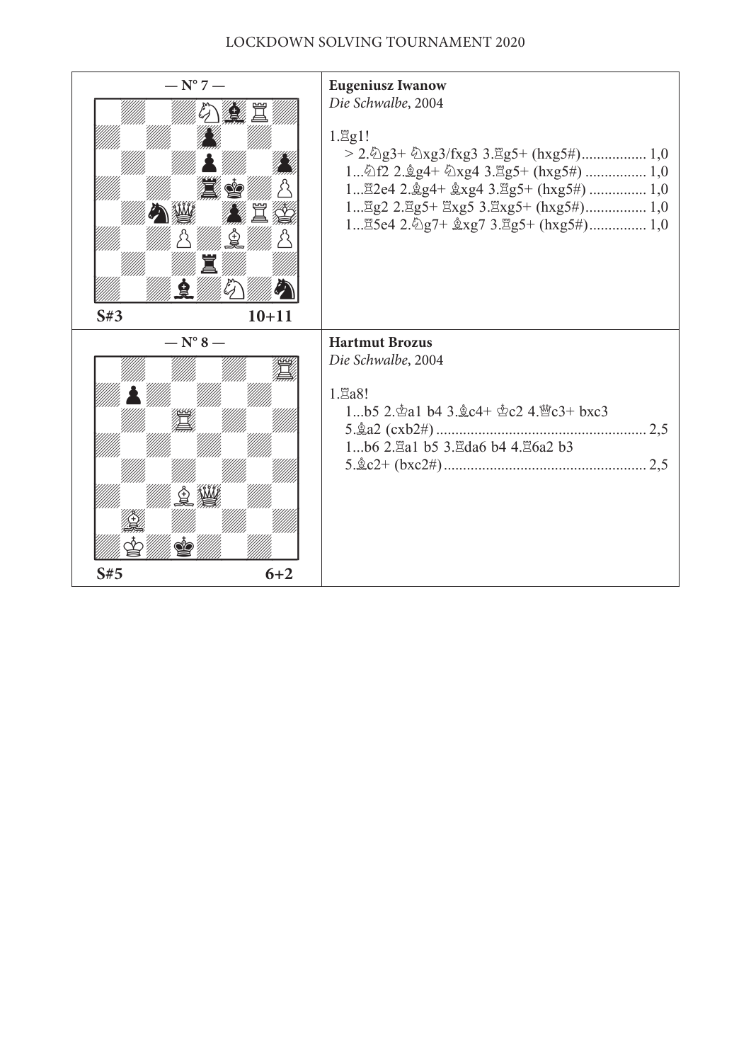— N° 7 —

S#3 10+11

**Eugeniusz Iwanow**
*Die Schwalbe*, 2004

1.♖g1!
> 2.♘g3+ ♘xg3/fxg3 3.♖g5+ (hxg5#)................. 1,0
1...♘f2 2.♗g4+ ♘xg4 3.♖g5+ (hxg5#) ................ 1,0
1...♖2e4 2.♗g4+ ♗xg4 3.♖g5+ (hxg5#) ............... 1,0
1...♖g2 2.♖g5+ ♖xg5 3.♖xg5+ (hxg5#)................ 1,0
1...♖5e4 2.♘g7+ ♗xg7 3.♖g5+ (hxg5#)............... 1,0

— N° 8 —

S#5 6+2

**Hartmut Brozus**
*Die Schwalbe*, 2004

1.♖a8!
1...b5 2.♔a1 b4 3.♗c4+ ♔c2 4.♕c3+ bxc3
5.♗a2 (cxb2#) ...................................................... 2,5
1...b6 2.♖a1 b5 3.♖da6 b4 4.♖6a2 b3
5.♗c2+ (bxc2#) .................................................... 2,5